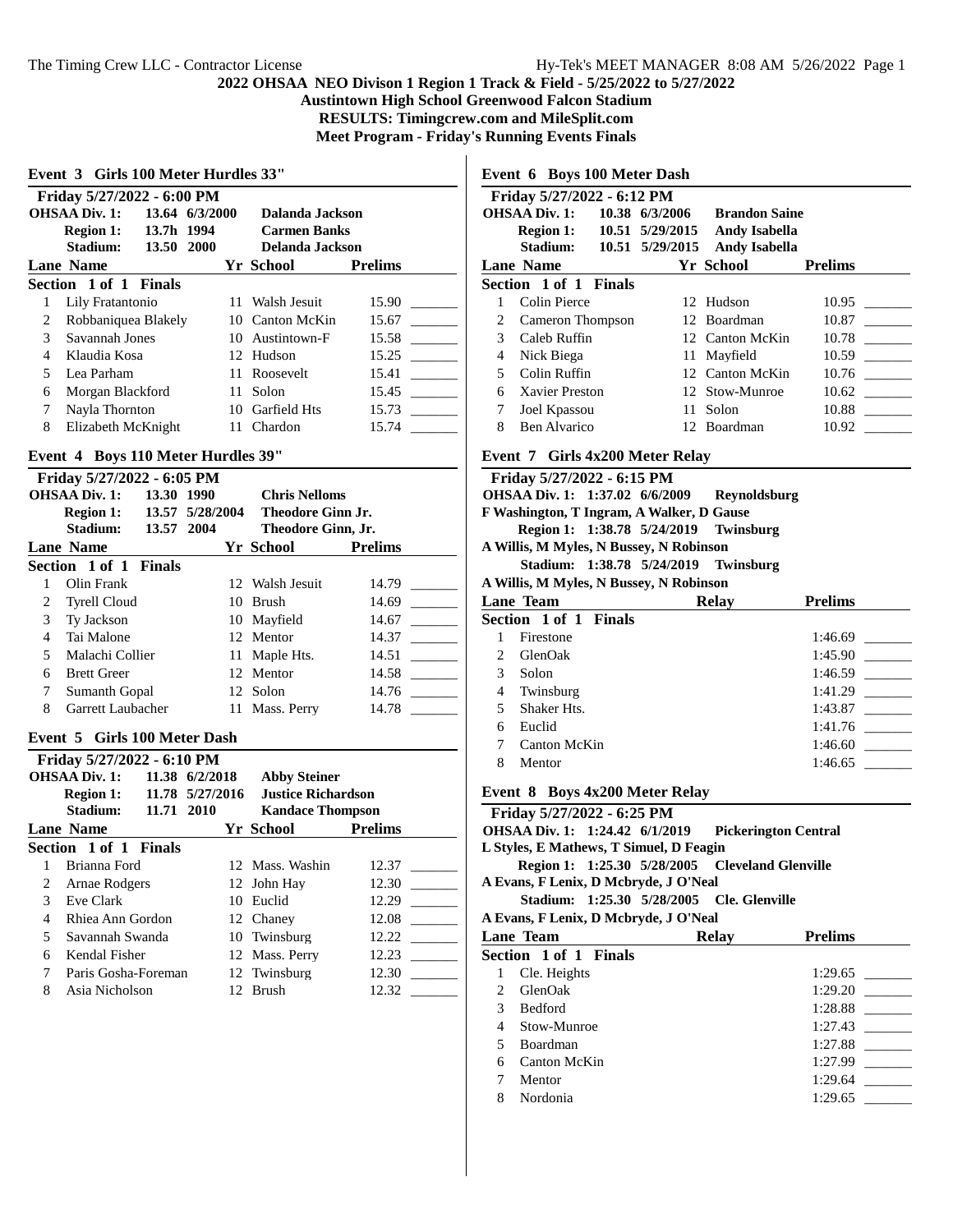2022 OHSAA NEO Divison 1 Region 1 Track & Field - 5/25/2022 to 5/27/2022
Austintown High School Greenwood Falcon Stadium
RESULTS: Timingcrew.com and MileSplit.com
Meet Program - Friday's Running Events Finals

## Event 3 Girls 100 Meter Hurdles 33"

Friday 5/27/2022 - 6:00 PM

| | | | |
|---|---|---|---|
| OHSAA Div. 1: | 13.64 | 6/3/2000 | Dalanda Jackson |
| Region 1: | 13.7h | 1994 | Carmen Banks |
| Stadium: | 13.50 | 2000 | Delanda Jackson |

**Section 1 of 1 Finals**

| Lane | Name | Yr | School | Prelims | |
|---|---|---|---|---|---|
| 1 | Lily Fratantonio | 11 | Walsh Jesuit | 15.90 | _______ |
| 2 | Robbaniquea Blakely | 10 | Canton McKin | 15.67 | _______ |
| 3 | Savannah Jones | 10 | Austintown-F | 15.58 | _______ |
| 4 | Klaudia Kosa | 12 | Hudson | 15.25 | _______ |
| 5 | Lea Parham | 11 | Roosevelt | 15.41 | _______ |
| 6 | Morgan Blackford | 11 | Solon | 15.45 | _______ |
| 7 | Nayla Thornton | 10 | Garfield Hts | 15.73 | _______ |
| 8 | Elizabeth McKnight | 11 | Chardon | 15.74 | _______ |

## Event 4 Boys 110 Meter Hurdles 39"

Friday 5/27/2022 - 6:05 PM

| | | | |
|---|---|---|---|
| OHSAA Div. 1: | 13.30 | 1990 | Chris Nelloms |
| Region 1: | 13.57 | 5/28/2004 | Theodore Ginn Jr. |
| Stadium: | 13.57 | 2004 | Theodore Ginn, Jr. |

**Section 1 of 1 Finals**

| Lane | Name | Yr | School | Prelims | |
|---|---|---|---|---|---|
| 1 | Olin Frank | 12 | Walsh Jesuit | 14.79 | _______ |
| 2 | Tyrell Cloud | 10 | Brush | 14.69 | _______ |
| 3 | Ty Jackson | 10 | Mayfield | 14.67 | _______ |
| 4 | Tai Malone | 12 | Mentor | 14.37 | _______ |
| 5 | Malachi Collier | 11 | Maple Hts. | 14.51 | _______ |
| 6 | Brett Greer | 12 | Mentor | 14.58 | _______ |
| 7 | Sumanth Gopal | 12 | Solon | 14.76 | _______ |
| 8 | Garrett Laubacher | 11 | Mass. Perry | 14.78 | _______ |

## Event 5 Girls 100 Meter Dash

Friday 5/27/2022 - 6:10 PM

| | | | |
|---|---|---|---|
| OHSAA Div. 1: | 11.38 | 6/2/2018 | Abby Steiner |
| Region 1: | 11.78 | 5/27/2016 | Justice Richardson |
| Stadium: | 11.71 | 2010 | Kandace Thompson |

**Section 1 of 1 Finals**

| Lane | Name | Yr | School | Prelims | |
|---|---|---|---|---|---|
| 1 | Brianna Ford | 12 | Mass. Washin | 12.37 | _______ |
| 2 | Arnae Rodgers | 12 | John Hay | 12.30 | _______ |
| 3 | Eve Clark | 10 | Euclid | 12.29 | _______ |
| 4 | Rhiea Ann Gordon | 12 | Chaney | 12.08 | _______ |
| 5 | Savannah Swanda | 10 | Twinsburg | 12.22 | _______ |
| 6 | Kendal Fisher | 12 | Mass. Perry | 12.23 | _______ |
| 7 | Paris Gosha-Foreman | 12 | Twinsburg | 12.30 | _______ |
| 8 | Asia Nicholson | 12 | Brush | 12.32 | _______ |

## Event 6 Boys 100 Meter Dash

Friday 5/27/2022 - 6:12 PM

| | | | |
|---|---|---|---|
| OHSAA Div. 1: | 10.38 | 6/3/2006 | Brandon Saine |
| Region 1: | 10.51 | 5/29/2015 | Andy Isabella |
| Stadium: | 10.51 | 5/29/2015 | Andy Isabella |

**Section 1 of 1 Finals**

| Lane | Name | Yr | School | Prelims | |
|---|---|---|---|---|---|
| 1 | Colin Pierce | 12 | Hudson | 10.95 | _______ |
| 2 | Cameron Thompson | 12 | Boardman | 10.87 | _______ |
| 3 | Caleb Ruffin | 12 | Canton McKin | 10.78 | _______ |
| 4 | Nick Biega | 11 | Mayfield | 10.59 | _______ |
| 5 | Colin Ruffin | 12 | Canton McKin | 10.76 | _______ |
| 6 | Xavier Preston | 12 | Stow-Munroe | 10.62 | _______ |
| 7 | Joel Kpassou | 11 | Solon | 10.88 | _______ |
| 8 | Ben Alvarico | 12 | Boardman | 10.92 | _______ |

## Event 7 Girls 4x200 Meter Relay

Friday 5/27/2022 - 6:15 PM

OHSAA Div. 1: 1:37.02 6/6/2009 Reynoldsburg
F Washington, T Ingram, A Walker, D Gause
Region 1: 1:38.78 5/24/2019 Twinsburg
A Willis, M Myles, N Bussey, N Robinson
Stadium: 1:38.78 5/24/2019 Twinsburg
A Willis, M Myles, N Bussey, N Robinson

**Section 1 of 1 Finals**

| Lane | Team | Relay | Prelims | |
|---|---|---|---|---|
| 1 | Firestone | | 1:46.69 | _______ |
| 2 | GlenOak | | 1:45.90 | _______ |
| 3 | Solon | | 1:46.59 | _______ |
| 4 | Twinsburg | | 1:41.29 | _______ |
| 5 | Shaker Hts. | | 1:43.87 | _______ |
| 6 | Euclid | | 1:41.76 | _______ |
| 7 | Canton McKin | | 1:46.60 | _______ |
| 8 | Mentor | | 1:46.65 | _______ |

## Event 8 Boys 4x200 Meter Relay

Friday 5/27/2022 - 6:25 PM

OHSAA Div. 1: 1:24.42 6/1/2019 Pickerington Central
L Styles, E Mathews, T Simuel, D Feagin
Region 1: 1:25.30 5/28/2005 Cleveland Glenville
A Evans, F Lenix, D Mcbryde, J O'Neal
Stadium: 1:25.30 5/28/2005 Cle. Glenville
A Evans, F Lenix, D Mcbryde, J O'Neal

**Section 1 of 1 Finals**

| Lane | Team | Relay | Prelims | |
|---|---|---|---|---|
| 1 | Cle. Heights | | 1:29.65 | _______ |
| 2 | GlenOak | | 1:29.20 | _______ |
| 3 | Bedford | | 1:28.88 | _______ |
| 4 | Stow-Munroe | | 1:27.43 | _______ |
| 5 | Boardman | | 1:27.88 | _______ |
| 6 | Canton McKin | | 1:27.99 | _______ |
| 7 | Mentor | | 1:29.64 | _______ |
| 8 | Nordonia | | 1:29.65 | _______ |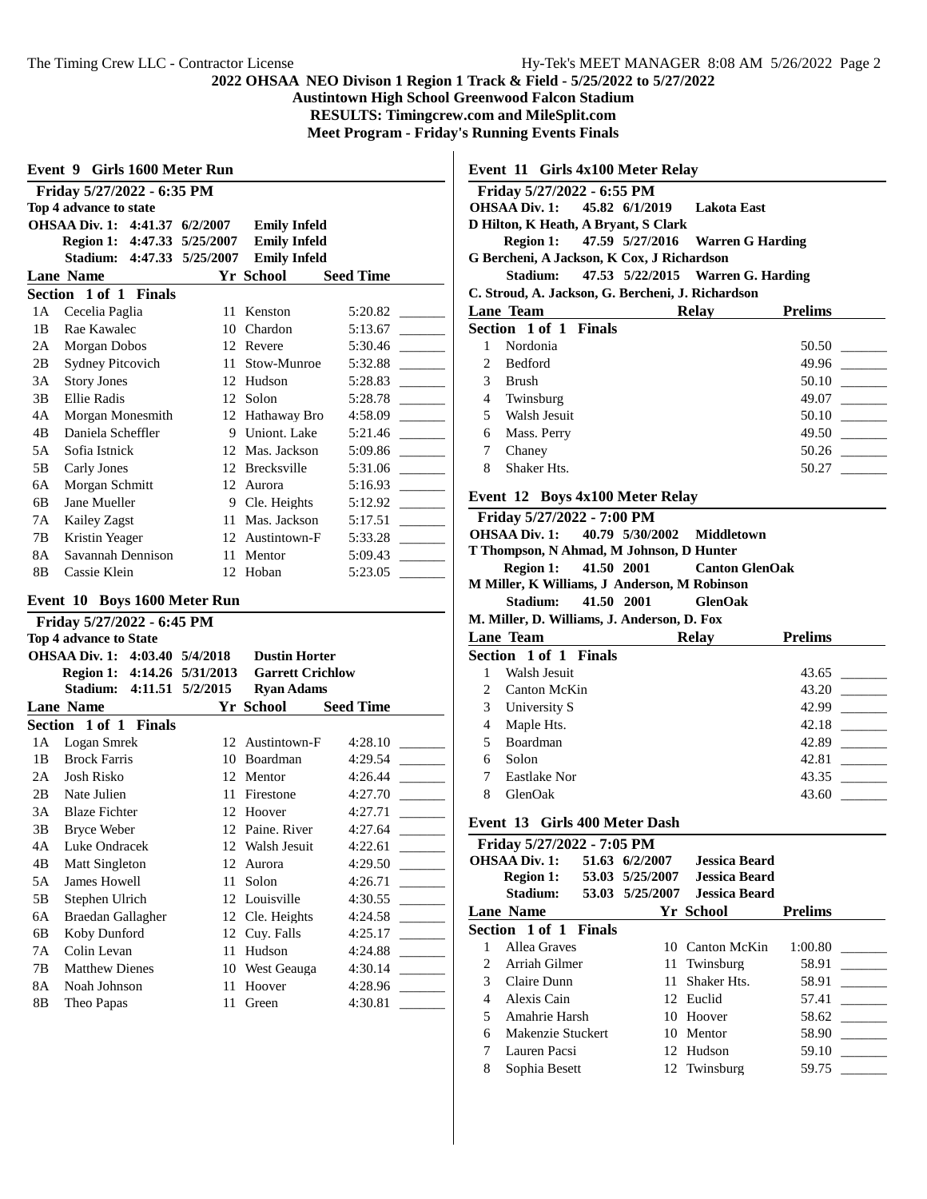## 2022 OHSAA NEO Divison 1 Region 1 Track & Field - 5/25/2022 to 5/27/2022

**Austintown High School Greenwood Falcon Stadium**

**RESULTS: Timingcrew.com and MileSplit.com**

**Meet Program - Friday's Running Events Finals**

### Event 9 Girls 1600 Meter Run

**Friday 5/27/2022 - 6:35 PM**

**Top 4 advance to state**

| | | | |
|---|---|---|---|
| **OHSAA Div. 1:** | **4:41.37** | **6/2/2007** | **Emily Infeld** |
| **Region 1:** | **4:47.33** | **5/25/2007** | **Emily Infeld** |
| **Stadium:** | **4:47.33** | **5/25/2007** | **Emily Infeld** |

| Lane | Name | Yr | School | Seed Time | |
|---|---|---|---|---|---|
| **Section 1 of 1 Finals** | | | | | |
| 1A | Cecelia Paglia | 11 | Kenston | 5:20.82 | _______ |
| 1B | Rae Kawalec | 10 | Chardon | 5:13.67 | _______ |
| 2A | Morgan Dobos | 12 | Revere | 5:30.46 | _______ |
| 2B | Sydney Pitcovich | 11 | Stow-Munroe | 5:32.88 | _______ |
| 3A | Story Jones | 12 | Hudson | 5:28.83 | _______ |
| 3B | Ellie Radis | 12 | Solon | 5:28.78 | _______ |
| 4A | Morgan Monesmith | 12 | Hathaway Bro | 4:58.09 | _______ |
| 4B | Daniela Scheffler | 9 | Uniont. Lake | 5:21.46 | _______ |
| 5A | Sofia Istnick | 12 | Mas. Jackson | 5:09.86 | _______ |
| 5B | Carly Jones | 12 | Brecksville | 5:31.06 | _______ |
| 6A | Morgan Schmitt | 12 | Aurora | 5:16.93 | _______ |
| 6B | Jane Mueller | 9 | Cle. Heights | 5:12.92 | _______ |
| 7A | Kailey Zagst | 11 | Mas. Jackson | 5:17.51 | _______ |
| 7B | Kristin Yeager | 12 | Austintown-F | 5:33.28 | _______ |
| 8A | Savannah Dennison | 11 | Mentor | 5:09.43 | _______ |
| 8B | Cassie Klein | 12 | Hoban | 5:23.05 | _______ |

### Event 10 Boys 1600 Meter Run

**Friday 5/27/2022 - 6:45 PM**

**Top 4 advance to State**

| | | | |
|---|---|---|---|
| **OHSAA Div. 1:** | **4:03.40** | **5/4/2018** | **Dustin Horter** |
| **Region 1:** | **4:14.26** | **5/31/2013** | **Garrett Crichlow** |
| **Stadium:** | **4:11.51** | **5/2/2015** | **Ryan Adams** |

| Lane | Name | Yr | School | Seed Time | |
|---|---|---|---|---|---|
| **Section 1 of 1 Finals** | | | | | |
| 1A | Logan Smrek | 12 | Austintown-F | 4:28.10 | _______ |
| 1B | Brock Farris | 10 | Boardman | 4:29.54 | _______ |
| 2A | Josh Risko | 12 | Mentor | 4:26.44 | _______ |
| 2B | Nate Julien | 11 | Firestone | 4:27.70 | _______ |
| 3A | Blaze Fichter | 12 | Hoover | 4:27.71 | _______ |
| 3B | Bryce Weber | 12 | Paine. River | 4:27.64 | _______ |
| 4A | Luke Ondracek | 12 | Walsh Jesuit | 4:22.61 | _______ |
| 4B | Matt Singleton | 12 | Aurora | 4:29.50 | _______ |
| 5A | James Howell | 11 | Solon | 4:26.71 | _______ |
| 5B | Stephen Ulrich | 12 | Louisville | 4:30.55 | _______ |
| 6A | Braedan Gallagher | 12 | Cle. Heights | 4:24.58 | _______ |
| 6B | Koby Dunford | 12 | Cuy. Falls | 4:25.17 | _______ |
| 7A | Colin Levan | 11 | Hudson | 4:24.88 | _______ |
| 7B | Matthew Dienes | 10 | West Geauga | 4:30.14 | _______ |
| 8A | Noah Johnson | 11 | Hoover | 4:28.96 | _______ |
| 8B | Theo Papas | 11 | Green | 4:30.81 | _______ |

### Event 11 Girls 4x100 Meter Relay

**Friday 5/27/2022 - 6:55 PM**

**OHSAA Div. 1:** **45.82** **6/1/2019** **Lakota East**
**D Hilton, K Heath, A Bryant, S Clark**

**Region 1:** **47.59** **5/27/2016** **Warren G Harding**
**G Bercheni, A Jackson, K Cox, J Richardson**

**Stadium:** **47.53** **5/22/2015** **Warren G. Harding**
**C. Stroud, A. Jackson, G. Bercheni, J. Richardson**

| Lane | Team | Relay | Prelims | |
|---|---|---|---|---|
| **Section 1 of 1 Finals** | | | | |
| 1 | Nordonia | | 50.50 | _______ |
| 2 | Bedford | | 49.96 | _______ |
| 3 | Brush | | 50.10 | _______ |
| 4 | Twinsburg | | 49.07 | _______ |
| 5 | Walsh Jesuit | | 50.10 | _______ |
| 6 | Mass. Perry | | 49.50 | _______ |
| 7 | Chaney | | 50.26 | _______ |
| 8 | Shaker Hts. | | 50.27 | _______ |

### Event 12 Boys 4x100 Meter Relay

**Friday 5/27/2022 - 7:00 PM**

**OHSAA Div. 1:** **40.79** **5/30/2002** **Middletown**
**T Thompson, N Ahmad, M Johnson, D Hunter**

**Region 1:** **41.50** **2001** **Canton GlenOak**
**M Miller, K Williams, J Anderson, M Robinson**

**Stadium:** **41.50** **2001** **GlenOak**
**M. Miller, D. Williams, J. Anderson, D. Fox**

| Lane | Team | Relay | Prelims | |
|---|---|---|---|---|
| **Section 1 of 1 Finals** | | | | |
| 1 | Walsh Jesuit | | 43.65 | _______ |
| 2 | Canton McKin | | 43.20 | _______ |
| 3 | University S | | 42.99 | _______ |
| 4 | Maple Hts. | | 42.18 | _______ |
| 5 | Boardman | | 42.89 | _______ |
| 6 | Solon | | 42.81 | _______ |
| 7 | Eastlake Nor | | 43.35 | _______ |
| 8 | GlenOak | | 43.60 | _______ |

### Event 13 Girls 400 Meter Dash

**Friday 5/27/2022 - 7:05 PM**

| | | | |
|---|---|---|---|
| **OHSAA Div. 1:** | **51.63** | **6/2/2007** | **Jessica Beard** |
| **Region 1:** | **53.03** | **5/25/2007** | **Jessica Beard** |
| **Stadium:** | **53.03** | **5/25/2007** | **Jessica Beard** |

| Lane | Name | Yr | School | Prelims | |
|---|---|---|---|---|---|
| **Section 1 of 1 Finals** | | | | | |
| 1 | Allea Graves | 10 | Canton McKin | 1:00.80 | _______ |
| 2 | Arriah Gilmer | 11 | Twinsburg | 58.91 | _______ |
| 3 | Claire Dunn | 11 | Shaker Hts. | 58.91 | _______ |
| 4 | Alexis Cain | 12 | Euclid | 57.41 | _______ |
| 5 | Amahrie Harsh | 10 | Hoover | 58.62 | _______ |
| 6 | Makenzie Stuckert | 10 | Mentor | 58.90 | _______ |
| 7 | Lauren Pacsi | 12 | Hudson | 59.10 | _______ |
| 8 | Sophia Besett | 12 | Twinsburg | 59.75 | _______ |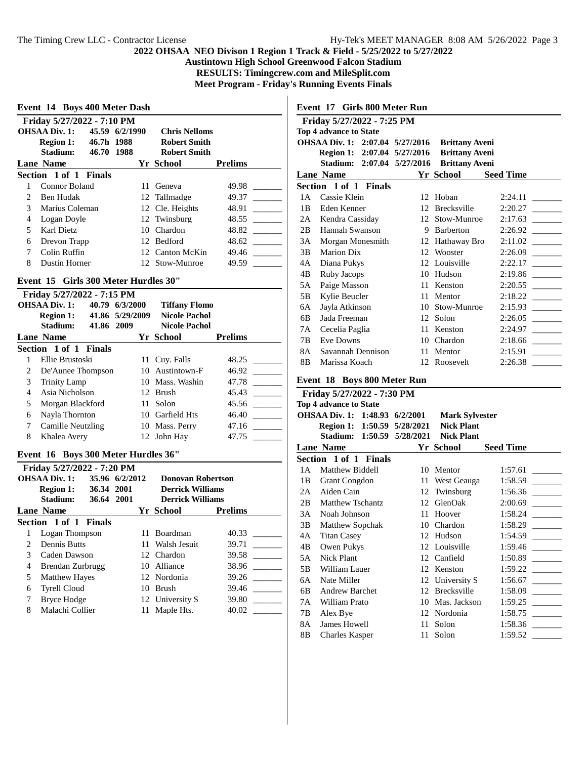## 2022 OHSAA NEO Divison 1 Region 1 Track & Field - 5/25/2022 to 5/27/2022

**Austintown High School Greenwood Falcon Stadium**

**RESULTS: Timingcrew.com and MileSplit.com**

**Meet Program - Friday's Running Events Finals**

### Event 14 Boys 400 Meter Dash

**Friday 5/27/2022 - 7:10 PM**

| | | | |
|---|---|---|---|
| OHSAA Div. 1: | 45.59 | 6/2/1990 | Chris Nelloms |
| Region 1: | 46.7h | 1988 | Robert Smith |
| Stadium: | 46.70 | 1988 | Robert Smith |

**Section 1 of 1 Finals**

| Lane | Name | Yr | School | Prelims | |
|---|---|---|---|---|---|
| 1 | Connor Boland | 11 | Geneva | 49.98 | _______ |
| 2 | Ben Hudak | 12 | Tallmadge | 49.37 | _______ |
| 3 | Marius Coleman | 12 | Cle. Heights | 48.91 | _______ |
| 4 | Logan Doyle | 12 | Twinsburg | 48.55 | _______ |
| 5 | Karl Dietz | 10 | Chardon | 48.82 | _______ |
| 6 | Drevon Trapp | 12 | Bedford | 48.62 | _______ |
| 7 | Colin Ruffin | 12 | Canton McKin | 49.46 | _______ |
| 8 | Dustin Horner | 12 | Stow-Munroe | 49.59 | _______ |

### Event 15 Girls 300 Meter Hurdles 30"

**Friday 5/27/2022 - 7:15 PM**

| | | | |
|---|---|---|---|
| OHSAA Div. 1: | 40.79 | 6/3/2000 | Tiffany Flomo |
| Region 1: | 41.86 | 5/29/2009 | Nicole Pachol |
| Stadium: | 41.86 | 2009 | Nicole Pachol |

**Section 1 of 1 Finals**

| Lane | Name | Yr | School | Prelims | |
|---|---|---|---|---|---|
| 1 | Ellie Brustoski | 11 | Cuy. Falls | 48.25 | _______ |
| 2 | De'Aunee Thompson | 10 | Austintown-F | 46.92 | _______ |
| 3 | Trinity Lamp | 10 | Mass. Washin | 47.78 | _______ |
| 4 | Asia Nicholson | 12 | Brush | 45.43 | _______ |
| 5 | Morgan Blackford | 11 | Solon | 45.56 | _______ |
| 6 | Nayla Thornton | 10 | Garfield Hts | 46.40 | _______ |
| 7 | Camille Neutzling | 10 | Mass. Perry | 47.16 | _______ |
| 8 | Khalea Avery | 12 | John Hay | 47.75 | _______ |

### Event 16 Boys 300 Meter Hurdles 36"

**Friday 5/27/2022 - 7:20 PM**

| | | | |
|---|---|---|---|
| OHSAA Div. 1: | 35.96 | 6/2/2012 | Donovan Robertson |
| Region 1: | 36.34 | 2001 | Derrick Williams |
| Stadium: | 36.64 | 2001 | Derrick Williams |

**Section 1 of 1 Finals**

| Lane | Name | Yr | School | Prelims | |
|---|---|---|---|---|---|
| 1 | Logan Thompson | 11 | Boardman | 40.33 | _______ |
| 2 | Dennis Butts | 11 | Walsh Jesuit | 39.71 | _______ |
| 3 | Caden Dawson | 12 | Chardon | 39.58 | _______ |
| 4 | Brendan Zurbrugg | 10 | Alliance | 38.96 | _______ |
| 5 | Matthew Hayes | 12 | Nordonia | 39.26 | _______ |
| 6 | Tyrell Cloud | 10 | Brush | 39.46 | _______ |
| 7 | Bryce Hodge | 12 | University S | 39.80 | _______ |
| 8 | Malachi Collier | 11 | Maple Hts. | 40.02 | _______ |

### Event 17 Girls 800 Meter Run

**Friday 5/27/2022 - 7:25 PM**

**Top 4 advance to State**

| | | | |
|---|---|---|---|
| OHSAA Div. 1: | 2:07.04 | 5/27/2016 | Brittany Aveni |
| Region 1: | 2:07.04 | 5/27/2016 | Brittany Aveni |
| Stadium: | 2:07.04 | 5/27/2016 | Brittany Aveni |

**Section 1 of 1 Finals**

| Lane | Name | Yr | School | Seed Time | |
|---|---|---|---|---|---|
| 1A | Cassie Klein | 12 | Hoban | 2:24.11 | _______ |
| 1B | Eden Kenner | 12 | Brecksville | 2:20.27 | _______ |
| 2A | Kendra Cassiday | 12 | Stow-Munroe | 2:17.63 | _______ |
| 2B | Hannah Swanson | 9 | Barberton | 2:26.92 | _______ |
| 3A | Morgan Monesmith | 12 | Hathaway Bro | 2:11.02 | _______ |
| 3B | Marion Dix | 12 | Wooster | 2:26.09 | _______ |
| 4A | Diana Pukys | 12 | Louisville | 2:22.17 | _______ |
| 4B | Ruby Jacops | 10 | Hudson | 2:19.86 | _______ |
| 5A | Paige Masson | 11 | Kenston | 2:20.55 | _______ |
| 5B | Kylie Beucler | 11 | Mentor | 2:18.22 | _______ |
| 6A | Jayla Atkinson | 10 | Stow-Munroe | 2:15.93 | _______ |
| 6B | Jada Freeman | 12 | Solon | 2:26.05 | _______ |
| 7A | Cecelia Paglia | 11 | Kenston | 2:24.97 | _______ |
| 7B | Eve Downs | 10 | Chardon | 2:18.66 | _______ |
| 8A | Savannah Dennison | 11 | Mentor | 2:15.91 | _______ |
| 8B | Marissa Koach | 12 | Roosevelt | 2:26.38 | _______ |

### Event 18 Boys 800 Meter Run

**Friday 5/27/2022 - 7:30 PM**

**Top 4 advance to State**

| | | | |
|---|---|---|---|
| OHSAA Div. 1: | 1:48.93 | 6/2/2001 | Mark Sylvester |
| Region 1: | 1:50.59 | 5/28/2021 | Nick Plant |
| Stadium: | 1:50.59 | 5/28/2021 | Nick Plant |

**Section 1 of 1 Finals**

| Lane | Name | Yr | School | Seed Time | |
|---|---|---|---|---|---|
| 1A | Matthew Biddell | 10 | Mentor | 1:57.61 | _______ |
| 1B | Grant Congdon | 11 | West Geauga | 1:58.59 | _______ |
| 2A | Aiden Cain | 12 | Twinsburg | 1:56.36 | _______ |
| 2B | Matthew Tschantz | 12 | GlenOak | 2:00.69 | _______ |
| 3A | Noah Johnson | 11 | Hoover | 1:58.24 | _______ |
| 3B | Matthew Sopchak | 10 | Chardon | 1:58.29 | _______ |
| 4A | Titan Casey | 12 | Hudson | 1:54.59 | _______ |
| 4B | Owen Pukys | 12 | Louisville | 1:59.46 | _______ |
| 5A | Nick Plant | 12 | Canfield | 1:50.89 | _______ |
| 5B | William Lauer | 12 | Kenston | 1:59.22 | _______ |
| 6A | Nate Miller | 12 | University S | 1:56.67 | _______ |
| 6B | Andrew Barchet | 12 | Brecksville | 1:58.09 | _______ |
| 7A | William Prato | 10 | Mas. Jackson | 1:59.25 | _______ |
| 7B | Alex Bye | 12 | Nordonia | 1:58.75 | _______ |
| 8A | James Howell | 11 | Solon | 1:58.36 | _______ |
| 8B | Charles Kasper | 11 | Solon | 1:59.52 | _______ |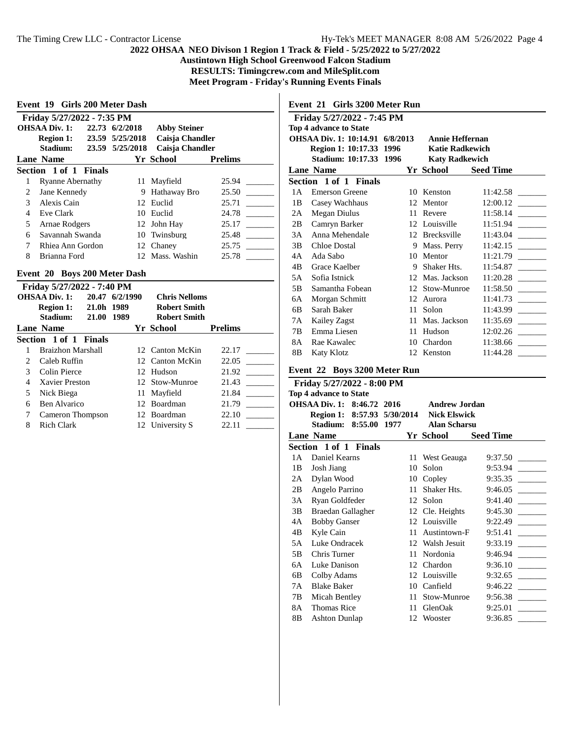**2022 OHSAA NEO Divison 1 Region 1 Track & Field - 5/25/2022 to 5/27/2022**
**Austintown High School Greenwood Falcon Stadium**
**RESULTS: Timingcrew.com and MileSplit.com**
**Meet Program - Friday's Running Events Finals**

## Event 19 Girls 200 Meter Dash

**Friday 5/27/2022 - 7:35 PM**

| | | | |
|---|---|---|---|
| OHSAA Div. 1: | 22.73 | 6/2/2018 | Abby Steiner |
| Region 1: | 23.59 | 5/25/2018 | Caisja Chandler |
| Stadium: | 23.59 | 5/25/2018 | Caisja Chandler |

**Section 1 of 1 Finals**

| Lane | Name | Yr | School | Prelims | |
|---|---|---|---|---|---|
| 1 | Ryanne Abernathy | 11 | Mayfield | 25.94 | _______ |
| 2 | Jane Kennedy | 9 | Hathaway Bro | 25.50 | _______ |
| 3 | Alexis Cain | 12 | Euclid | 25.71 | _______ |
| 4 | Eve Clark | 10 | Euclid | 24.78 | _______ |
| 5 | Arnae Rodgers | 12 | John Hay | 25.17 | _______ |
| 6 | Savannah Swanda | 10 | Twinsburg | 25.48 | _______ |
| 7 | Rhiea Ann Gordon | 12 | Chaney | 25.75 | _______ |
| 8 | Brianna Ford | 12 | Mass. Washin | 25.78 | _______ |

## Event 20 Boys 200 Meter Dash

**Friday 5/27/2022 - 7:40 PM**

| | | | |
|---|---|---|---|
| OHSAA Div. 1: | 20.47 | 6/2/1990 | Chris Nelloms |
| Region 1: | 21.0h | 1989 | Robert Smith |
| Stadium: | 21.00 | 1989 | Robert Smith |

**Section 1 of 1 Finals**

| Lane | Name | Yr | School | Prelims | |
|---|---|---|---|---|---|
| 1 | Braizhon Marshall | 12 | Canton McKin | 22.17 | _______ |
| 2 | Caleb Ruffin | 12 | Canton McKin | 22.05 | _______ |
| 3 | Colin Pierce | 12 | Hudson | 21.92 | _______ |
| 4 | Xavier Preston | 12 | Stow-Munroe | 21.43 | _______ |
| 5 | Nick Biega | 11 | Mayfield | 21.84 | _______ |
| 6 | Ben Alvarico | 12 | Boardman | 21.79 | _______ |
| 7 | Cameron Thompson | 12 | Boardman | 22.10 | _______ |
| 8 | Rich Clark | 12 | University S | 22.11 | _______ |

## Event 21 Girls 3200 Meter Run

**Friday 5/27/2022 - 7:45 PM**

**Top 4 advance to State**

| | | | |
|---|---|---|---|
| OHSAA Div. 1: | 10:14.91 | 6/8/2013 | Annie Heffernan |
| Region 1: | 10:17.33 | 1996 | Katie Radkewich |
| Stadium: | 10:17.33 | 1996 | Katy Radkewich |

**Section 1 of 1 Finals**

| Lane | Name | Yr | School | Seed Time | |
|---|---|---|---|---|---|
| 1A | Emerson Greene | 10 | Kenston | 11:42.58 | _______ |
| 1B | Casey Wachhaus | 12 | Mentor | 12:00.12 | _______ |
| 2A | Megan Diulus | 11 | Revere | 11:58.14 | _______ |
| 2B | Camryn Barker | 12 | Louisville | 11:51.94 | _______ |
| 3A | Anna Mehendale | 12 | Brecksville | 11:43.04 | _______ |
| 3B | Chloe Dostal | 9 | Mass. Perry | 11:42.15 | _______ |
| 4A | Ada Sabo | 10 | Mentor | 11:21.79 | _______ |
| 4B | Grace Kaelber | 9 | Shaker Hts. | 11:54.87 | _______ |
| 5A | Sofia Istnick | 12 | Mas. Jackson | 11:20.28 | _______ |
| 5B | Samantha Fobean | 12 | Stow-Munroe | 11:58.50 | _______ |
| 6A | Morgan Schmitt | 12 | Aurora | 11:41.73 | _______ |
| 6B | Sarah Baker | 11 | Solon | 11:43.99 | _______ |
| 7A | Kailey Zagst | 11 | Mas. Jackson | 11:35.69 | _______ |
| 7B | Emma Liesen | 11 | Hudson | 12:02.26 | _______ |
| 8A | Rae Kawalec | 10 | Chardon | 11:38.66 | _______ |
| 8B | Katy Klotz | 12 | Kenston | 11:44.28 | _______ |

## Event 22 Boys 3200 Meter Run

**Friday 5/27/2022 - 8:00 PM**

**Top 4 advance to State**

| | | | |
|---|---|---|---|
| OHSAA Div. 1: | 8:46.72 | 2016 | Andrew Jordan |
| Region 1: | 8:57.93 | 5/30/2014 | Nick Elswick |
| Stadium: | 8:55.00 | 1977 | Alan Scharsu |

**Section 1 of 1 Finals**

| Lane | Name | Yr | School | Seed Time | |
|---|---|---|---|---|---|
| 1A | Daniel Kearns | 11 | West Geauga | 9:37.50 | _______ |
| 1B | Josh Jiang | 10 | Solon | 9:53.94 | _______ |
| 2A | Dylan Wood | 10 | Copley | 9:35.35 | _______ |
| 2B | Angelo Parrino | 11 | Shaker Hts. | 9:46.05 | _______ |
| 3A | Ryan Goldfeder | 12 | Solon | 9:41.40 | _______ |
| 3B | Braedan Gallagher | 12 | Cle. Heights | 9:45.30 | _______ |
| 4A | Bobby Ganser | 12 | Louisville | 9:22.49 | _______ |
| 4B | Kyle Cain | 11 | Austintown-F | 9:51.41 | _______ |
| 5A | Luke Ondracek | 12 | Walsh Jesuit | 9:33.19 | _______ |
| 5B | Chris Turner | 11 | Nordonia | 9:46.94 | _______ |
| 6A | Luke Danison | 12 | Chardon | 9:36.10 | _______ |
| 6B | Colby Adams | 12 | Louisville | 9:32.65 | _______ |
| 7A | Blake Baker | 10 | Canfield | 9:46.22 | _______ |
| 7B | Micah Bentley | 11 | Stow-Munroe | 9:56.38 | _______ |
| 8A | Thomas Rice | 11 | GlenOak | 9:25.01 | _______ |
| 8B | Ashton Dunlap | 12 | Wooster | 9:36.85 | _______ |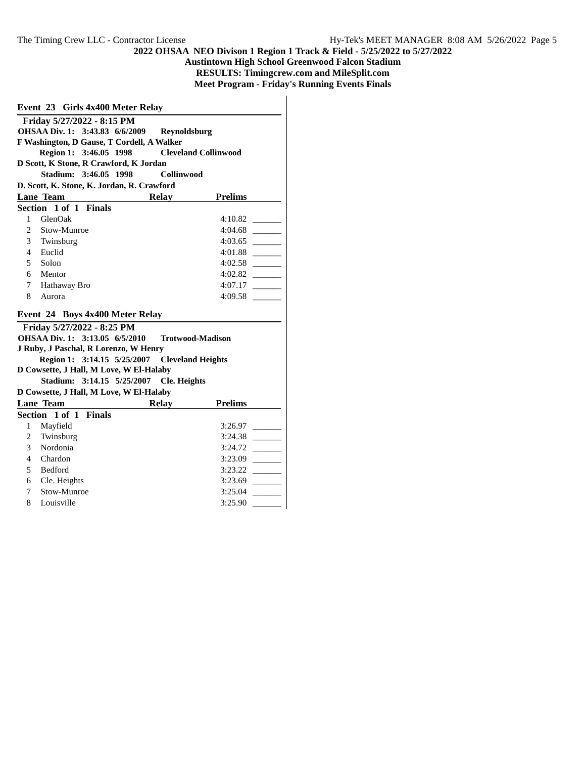**2022 OHSAA NEO Divison 1 Region 1 Track & Field - 5/25/2022 to 5/27/2022**
**Austintown High School Greenwood Falcon Stadium**
**RESULTS: Timingcrew.com and MileSplit.com**
**Meet Program - Friday's Running Events Finals**

## Event 23 Girls 4x400 Meter Relay

**Friday 5/27/2022 - 8:15 PM**

**OHSAA Div. 1: 3:43.83 6/6/2009 Reynoldsburg**
**F Washington, D Gause, T Cordell, A Walker**
**Region 1: 3:46.05 1998 Cleveland Collinwood**
**D Scott, K Stone, R Crawford, K Jordan**
**Stadium: 3:46.05 1998 Collinwood**
**D. Scott, K. Stone, K. Jordan, R. Crawford**

**Section 1 of 1 Finals**

| Lane | Team | Relay | Prelims | |
|---|---|---|---|---|
| 1 | GlenOak | | 4:10.82 | _______ |
| 2 | Stow-Munroe | | 4:04.68 | _______ |
| 3 | Twinsburg | | 4:03.65 | _______ |
| 4 | Euclid | | 4:01.88 | _______ |
| 5 | Solon | | 4:02.58 | _______ |
| 6 | Mentor | | 4:02.82 | _______ |
| 7 | Hathaway Bro | | 4:07.17 | _______ |
| 8 | Aurora | | 4:09.58 | _______ |

## Event 24 Boys 4x400 Meter Relay

**Friday 5/27/2022 - 8:25 PM**

**OHSAA Div. 1: 3:13.05 6/5/2010 Trotwood-Madison**
**J Ruby, J Paschal, R Lorenzo, W Henry**
**Region 1: 3:14.15 5/25/2007 Cleveland Heights**
**D Cowsette, J Hall, M Love, W El-Halaby**
**Stadium: 3:14.15 5/25/2007 Cle. Heights**
**D Cowsette, J Hall, M Love, W El-Halaby**

**Section 1 of 1 Finals**

| Lane | Team | Relay | Prelims | |
|---|---|---|---|---|
| 1 | Mayfield | | 3:26.97 | _______ |
| 2 | Twinsburg | | 3:24.38 | _______ |
| 3 | Nordonia | | 3:24.72 | _______ |
| 4 | Chardon | | 3:23.09 | _______ |
| 5 | Bedford | | 3:23.22 | _______ |
| 6 | Cle. Heights | | 3:23.69 | _______ |
| 7 | Stow-Munroe | | 3:25.04 | _______ |
| 8 | Louisville | | 3:25.90 | _______ |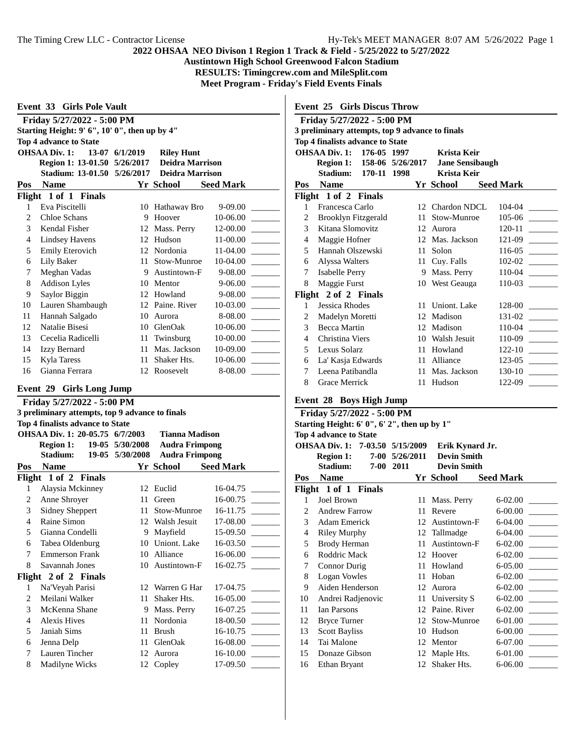# 2022 OHSAA NEO Divison 1 Region 1 Track & Field - 5/25/2022 to 5/27/2022

**Austintown High School Greenwood Falcon Stadium**

**RESULTS: Timingcrew.com and MileSplit.com**

**Meet Program - Friday's Field Events Finals**

## Event 33 Girls Pole Vault

**Friday 5/27/2022 - 5:00 PM**

**Starting Height: 9' 6", 10' 0", then up by 4"**

**Top 4 advance to State**

| | | | |
|---|---|---|---|
| **OHSAA Div. 1:** | 13-07 | 6/1/2019 | Riley Hunt |
| **Region 1:** | 13-01.50 | 5/26/2017 | Deidra Marrison |
| **Stadium:** | 13-01.50 | 5/26/2017 | Deidra Marrison |

**Flight 1 of 1 Finals**

| Pos | Name | Yr | School | Seed Mark | |
|---|---|---|---|---|---|
| 1 | Eva Piscitelli | 10 | Hathaway Bro | 9-09.00 | _______ |
| 2 | Chloe Schans | 9 | Hoover | 10-06.00 | _______ |
| 3 | Kendal Fisher | 12 | Mass. Perry | 12-00.00 | _______ |
| 4 | Lindsey Havens | 12 | Hudson | 11-00.00 | _______ |
| 5 | Emily Eterovich | 12 | Nordonia | 11-04.00 | _______ |
| 6 | Lily Baker | 11 | Stow-Munroe | 10-04.00 | _______ |
| 7 | Meghan Vadas | 9 | Austintown-F | 9-08.00 | _______ |
| 8 | Addison Lyles | 10 | Mentor | 9-06.00 | _______ |
| 9 | Saylor Biggin | 12 | Howland | 9-08.00 | _______ |
| 10 | Lauren Shambaugh | 12 | Paine. River | 10-03.00 | _______ |
| 11 | Hannah Salgado | 10 | Aurora | 8-08.00 | _______ |
| 12 | Natalie Bisesi | 10 | GlenOak | 10-06.00 | _______ |
| 13 | Cecelia Radicelli | 11 | Twinsburg | 10-00.00 | _______ |
| 14 | Izzy Bernard | 11 | Mas. Jackson | 10-09.00 | _______ |
| 15 | Kyla Taress | 11 | Shaker Hts. | 10-06.00 | _______ |
| 16 | Gianna Ferrara | 12 | Roosevelt | 8-08.00 | _______ |

## Event 29 Girls Long Jump

**Friday 5/27/2022 - 5:00 PM**

**3 preliminary attempts, top 9 advance to finals**

**Top 4 finalists advance to State**

| | | | |
|---|---|---|---|
| **OHSAA Div. 1:** | 20-05.75 | 6/7/2003 | Tianna Madison |
| **Region 1:** | 19-05 | 5/30/2008 | Audra Frimpong |
| **Stadium:** | 19-05 | 5/30/2008 | Audra Frimpong |

**Flight 1 of 2 Finals**

| Pos | Name | Yr | School | Seed Mark | |
|---|---|---|---|---|---|
| 1 | Alaysia Mckinney | 12 | Euclid | 16-04.75 | _______ |
| 2 | Anne Shroyer | 11 | Green | 16-00.75 | _______ |
| 3 | Sidney Sheppert | 11 | Stow-Munroe | 16-11.75 | _______ |
| 4 | Raine Simon | 12 | Walsh Jesuit | 17-08.00 | _______ |
| 5 | Gianna Condelli | 9 | Mayfield | 15-09.50 | _______ |
| 6 | Tabea Oldenburg | 10 | Uniont. Lake | 16-03.50 | _______ |
| 7 | Emmerson Frank | 10 | Alliance | 16-06.00 | _______ |
| 8 | Savannah Jones | 10 | Austintown-F | 16-02.75 | _______ |

**Flight 2 of 2 Finals**

| Pos | Name | Yr | School | Seed Mark | |
|---|---|---|---|---|---|
| 1 | Na'Veyah Parisi | 12 | Warren G Har | 17-04.75 | _______ |
| 2 | Meilani Walker | 11 | Shaker Hts. | 16-05.00 | _______ |
| 3 | McKenna Shane | 9 | Mass. Perry | 16-07.25 | _______ |
| 4 | Alexis Hives | 11 | Nordonia | 18-00.50 | _______ |
| 5 | Janiah Sims | 11 | Brush | 16-10.75 | _______ |
| 6 | Jenna Delp | 11 | GlenOak | 16-08.00 | _______ |
| 7 | Lauren Tincher | 12 | Aurora | 16-10.00 | _______ |
| 8 | Madilyne Wicks | 12 | Copley | 17-09.50 | _______ |

## Event 25 Girls Discus Throw

**Friday 5/27/2022 - 5:00 PM**

**3 preliminary attempts, top 9 advance to finals**

**Top 4 finalists advance to State**

| | | | |
|---|---|---|---|
| **OHSAA Div. 1:** | 176-05 | 1997 | Krista Keir |
| **Region 1:** | 158-06 | 5/26/2017 | Jane Sensibaugh |
| **Stadium:** | 170-11 | 1998 | Krista Keir |

**Flight 1 of 2 Finals**

| Pos | Name | Yr | School | Seed Mark | |
|---|---|---|---|---|---|
| 1 | Francesca Carlo | 12 | Chardon NDCL | 104-04 | _______ |
| 2 | Brooklyn Fitzgerald | 11 | Stow-Munroe | 105-06 | _______ |
| 3 | Kitana Slomovitz | 12 | Aurora | 120-11 | _______ |
| 4 | Maggie Hofner | 12 | Mas. Jackson | 121-09 | _______ |
| 5 | Hannah Olszewski | 11 | Solon | 116-05 | _______ |
| 6 | Alyssa Walters | 11 | Cuy. Falls | 102-02 | _______ |
| 7 | Isabelle Perry | 9 | Mass. Perry | 110-04 | _______ |
| 8 | Maggie Furst | 10 | West Geauga | 110-03 | _______ |

**Flight 2 of 2 Finals**

| Pos | Name | Yr | School | Seed Mark | |
|---|---|---|---|---|---|
| 1 | Jessica Rhodes | 11 | Uniont. Lake | 128-00 | _______ |
| 2 | Madelyn Moretti | 12 | Madison | 131-02 | _______ |
| 3 | Becca Martin | 12 | Madison | 110-04 | _______ |
| 4 | Christina Viers | 10 | Walsh Jesuit | 110-09 | _______ |
| 5 | Lexus Solarz | 11 | Howland | 122-10 | _______ |
| 6 | La' Kasja Edwards | 11 | Alliance | 123-05 | _______ |
| 7 | Leena Patibandla | 11 | Mas. Jackson | 130-10 | _______ |
| 8 | Grace Merrick | 11 | Hudson | 122-09 | _______ |

## Event 28 Boys High Jump

**Friday 5/27/2022 - 5:00 PM**

**Starting Height: 6' 0", 6' 2", then up by 1"**

**Top 4 advance to State**

| | | | |
|---|---|---|---|
| **OHSAA Div. 1:** | 7-03.50 | 5/15/2009 | Erik Kynard Jr. |
| **Region 1:** | 7-00 | 5/26/2011 | Devin Smith |
| **Stadium:** | 7-00 | 2011 | Devin Smith |

**Flight 1 of 1 Finals**

| Pos | Name | Yr | School | Seed Mark | |
|---|---|---|---|---|---|
| 1 | Joel Brown | 11 | Mass. Perry | 6-02.00 | _______ |
| 2 | Andrew Farrow | 11 | Revere | 6-00.00 | _______ |
| 3 | Adam Emerick | 12 | Austintown-F | 6-04.00 | _______ |
| 4 | Riley Murphy | 12 | Tallmadge | 6-04.00 | _______ |
| 5 | Brody Herman | 11 | Austintown-F | 6-02.00 | _______ |
| 6 | Roddric Mack | 12 | Hoover | 6-02.00 | _______ |
| 7 | Connor Durig | 11 | Howland | 6-05.00 | _______ |
| 8 | Logan Vowles | 11 | Hoban | 6-02.00 | _______ |
| 9 | Aiden Henderson | 12 | Aurora | 6-02.00 | _______ |
| 10 | Andrei Radjenovic | 11 | University S | 6-02.00 | _______ |
| 11 | Ian Parsons | 12 | Paine. River | 6-02.00 | _______ |
| 12 | Bryce Turner | 12 | Stow-Munroe | 6-01.00 | _______ |
| 13 | Scott Bayliss | 10 | Hudson | 6-00.00 | _______ |
| 14 | Tai Malone | 12 | Mentor | 6-07.00 | _______ |
| 15 | Donaze Gibson | 12 | Maple Hts. | 6-01.00 | _______ |
| 16 | Ethan Bryant | 12 | Shaker Hts. | 6-06.00 | _______ |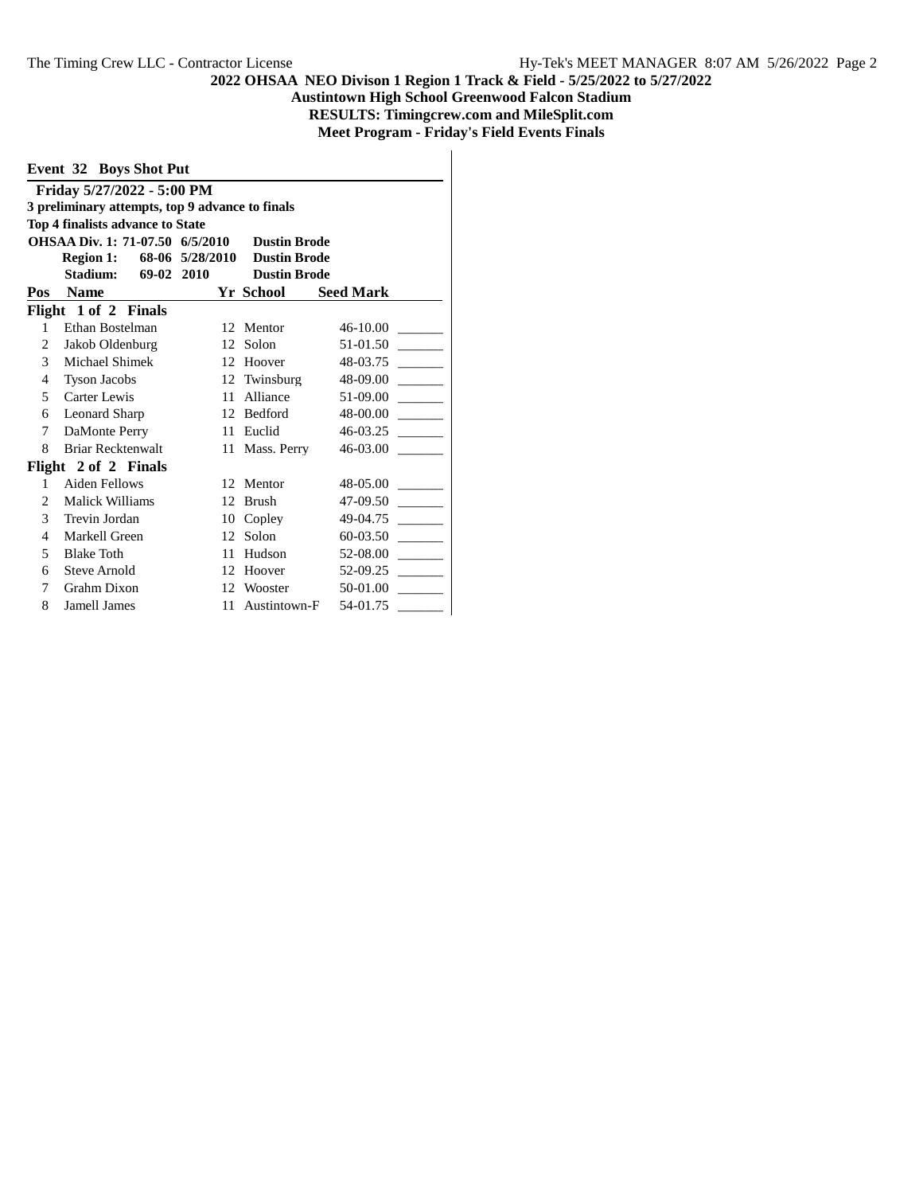2022 OHSAA NEO Divison 1 Region 1 Track & Field - 5/25/2022 to 5/27/2022

Austintown High School Greenwood Falcon Stadium

RESULTS: Timingcrew.com and MileSplit.com

Meet Program - Friday's Field Events Finals

## Event 32 Boys Shot Put

**Friday 5/27/2022 - 5:00 PM**

**3 preliminary attempts, top 9 advance to finals**

**Top 4 finalists advance to State**

| | | | |
|---|---|---|---|
| OHSAA Div. 1: | 71-07.50 | 6/5/2010 | Dustin Brode |
| Region 1: | 68-06 | 5/28/2010 | Dustin Brode |
| Stadium: | 69-02 | 2010 | Dustin Brode |

| Pos | Name | Yr | School | Seed Mark | |
|---|---|---|---|---|---|
| **Flight 1 of 2 Finals** | | | | | |
| 1 | Ethan Bostelman | 12 | Mentor | 46-10.00 | _______ |
| 2 | Jakob Oldenburg | 12 | Solon | 51-01.50 | _______ |
| 3 | Michael Shimek | 12 | Hoover | 48-03.75 | _______ |
| 4 | Tyson Jacobs | 12 | Twinsburg | 48-09.00 | _______ |
| 5 | Carter Lewis | 11 | Alliance | 51-09.00 | _______ |
| 6 | Leonard Sharp | 12 | Bedford | 48-00.00 | _______ |
| 7 | DaMonte Perry | 11 | Euclid | 46-03.25 | _______ |
| 8 | Briar Recktenwalt | 11 | Mass. Perry | 46-03.00 | _______ |
| **Flight 2 of 2 Finals** | | | | | |
| 1 | Aiden Fellows | 12 | Mentor | 48-05.00 | _______ |
| 2 | Malick Williams | 12 | Brush | 47-09.50 | _______ |
| 3 | Trevin Jordan | 10 | Copley | 49-04.75 | _______ |
| 4 | Markell Green | 12 | Solon | 60-03.50 | _______ |
| 5 | Blake Toth | 11 | Hudson | 52-08.00 | _______ |
| 6 | Steve Arnold | 12 | Hoover | 52-09.25 | _______ |
| 7 | Grahm Dixon | 12 | Wooster | 50-01.00 | _______ |
| 8 | Jamell James | 11 | Austintown-F | 54-01.75 | _______ |